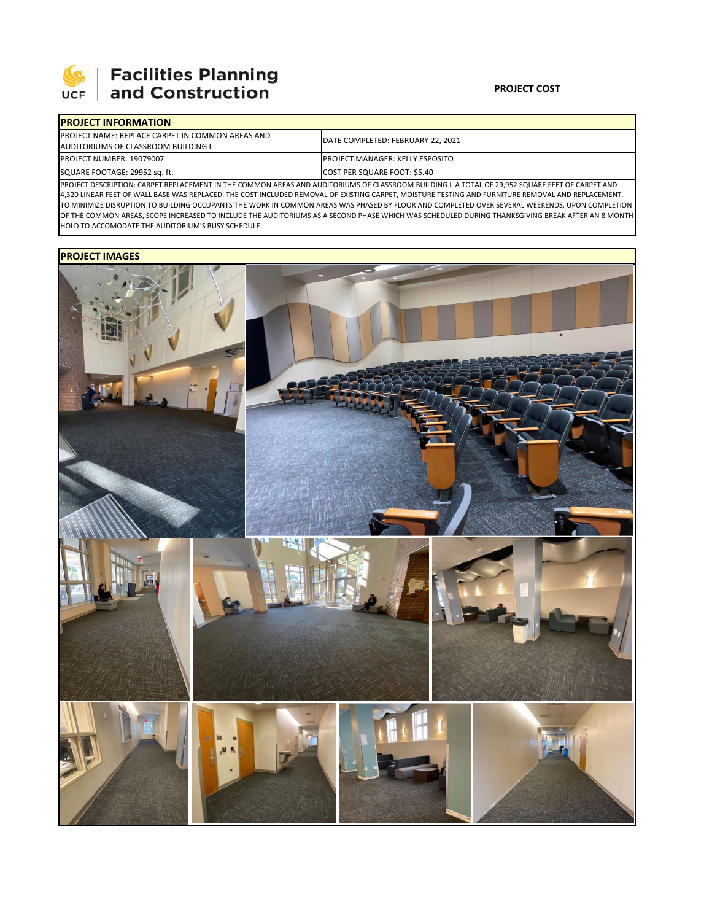# Facilities Planning and Construction

**PROJECT COST**

| PROJECT INFORMATION | |
|---|---|
| PROJECT NAME: REPLACE CARPET IN COMMON AREAS AND AUDITORIUMS OF CLASSROOM BUILDING I | DATE COMPLETED: FEBRUARY 22, 2021 |
| PROJECT NUMBER: 19079007 | PROJECT MANAGER: KELLY ESPOSITO |
| SQUARE FOOTAGE: 29952 sq. ft. | COST PER SQUARE FOOT: $5.40 |

PROJECT DESCRIPTION: CARPET REPLACEMENT IN THE COMMON AREAS AND AUDITORIUMS OF CLASSROOM BUILDING I. A TOTAL OF 29,952 SQUARE FEET OF CARPET AND 4,320 LINEAR FEET OF WALL BASE WAS REPLACED. THE COST INCLUDED REMOVAL OF EXISTING CARPET, MOISTURE TESTING AND FURNITURE REMOVAL AND REPLACEMENT. TO MINIMIZE DISRUPTION TO BUILDING OCCUPANTS THE WORK IN COMMON AREAS WAS PHASED BY FLOOR AND COMPLETED OVER SEVERAL WEEKENDS. UPON COMPLETION OF THE COMMON AREAS, SCOPE INCREASED TO INCLUDE THE AUDITORIUMS AS A SECOND PHASE WHICH WAS SCHEDULED DURING THANKSGIVING BREAK AFTER AN 8 MONTH HOLD TO ACCOMODATE THE AUDITORIUM'S BUSY SCHEDULE.

## PROJECT IMAGES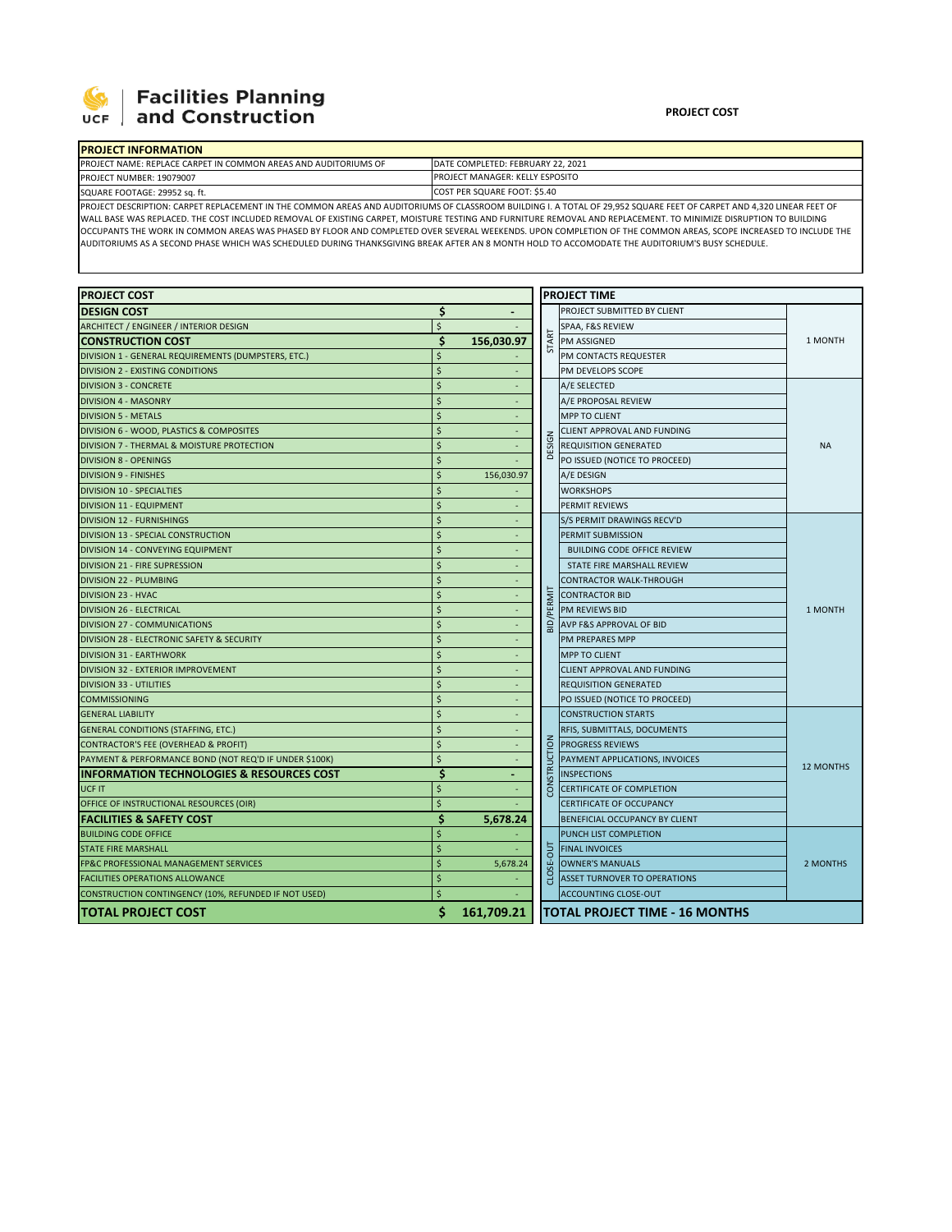**Facilities Planning and Construction**

**PROJECT COST**

| **PROJECT INFORMATION** | |
|---|---|
| PROJECT NAME: REPLACE CARPET IN COMMON AREAS AND AUDITORIUMS OF | DATE COMPLETED: FEBRUARY 22, 2021 |
| PROJECT NUMBER: 19079007 | PROJECT MANAGER: KELLY ESPOSITO |
| SQUARE FOOTAGE: 29952 sq. ft. | COST PER SQUARE FOOT: $5.40 |

PROJECT DESCRIPTION: CARPET REPLACEMENT IN THE COMMON AREAS AND AUDITORIUMS OF CLASSROOM BUILDING I. A TOTAL OF 29,952 SQUARE FEET OF CARPET AND 4,320 LINEAR FEET OF WALL BASE WAS REPLACED. THE COST INCLUDED REMOVAL OF EXISTING CARPET, MOISTURE TESTING AND FURNITURE REMOVAL AND REPLACEMENT. TO MINIMIZE DISRUPTION TO BUILDING OCCUPANTS THE WORK IN COMMON AREAS WAS PHASED BY FLOOR AND COMPLETED OVER SEVERAL WEEKENDS. UPON COMPLETION OF THE COMMON AREAS, SCOPE INCREASED TO INCLUDE THE AUDITORIUMS AS A SECOND PHASE WHICH WAS SCHEDULED DURING THANKSGIVING BREAK AFTER AN 8 MONTH HOLD TO ACCOMODATE THE AUDITORIUM'S BUSY SCHEDULE.

| **PROJECT COST** | |
|---|---|
| **DESIGN COST** | **$ -** |
| ARCHITECT / ENGINEER / INTERIOR DESIGN | $ - |
| **CONSTRUCTION COST** | **$ 156,030.97** |
| DIVISION 1 - GENERAL REQUIREMENTS (DUMPSTERS, ETC.) | $ - |
| DIVISION 2 - EXISTING CONDITIONS | $ - |
| DIVISION 3 - CONCRETE | $ - |
| DIVISION 4 - MASONRY | $ - |
| DIVISION 5 - METALS | $ - |
| DIVISION 6 - WOOD, PLASTICS & COMPOSITES | $ - |
| DIVISION 7 - THERMAL & MOISTURE PROTECTION | $ - |
| DIVISION 8 - OPENINGS | $ - |
| DIVISION 9 - FINISHES | $ 156,030.97 |
| DIVISION 10 - SPECIALTIES | $ - |
| DIVISION 11 - EQUIPMENT | $ - |
| DIVISION 12 - FURNISHINGS | $ - |
| DIVISION 13 - SPECIAL CONSTRUCTION | $ - |
| DIVISION 14 - CONVEYING EQUIPMENT | $ - |
| DIVISION 21 - FIRE SUPRESSION | $ - |
| DIVISION 22 - PLUMBING | $ - |
| DIVISION 23 - HVAC | $ - |
| DIVISION 26 - ELECTRICAL | $ - |
| DIVISION 27 - COMMUNICATIONS | $ - |
| DIVISION 28 - ELECTRONIC SAFETY & SECURITY | $ - |
| DIVISION 31 - EARTHWORK | $ - |
| DIVISION 32 - EXTERIOR IMPROVEMENT | $ - |
| DIVISION 33 - UTILITIES | $ - |
| COMMISSIONING | $ - |
| GENERAL LIABILITY | $ - |
| GENERAL CONDITIONS (STAFFING, ETC.) | $ - |
| CONTRACTOR'S FEE (OVERHEAD & PROFIT) | $ - |
| PAYMENT & PERFORMANCE BOND (NOT REQ'D IF UNDER $100K) | $ - |
| **INFORMATION TECHNOLOGIES & RESOURCES COST** | **$ -** |
| UCF IT | $ - |
| OFFICE OF INSTRUCTIONAL RESOURCES (OIR) | $ - |
| **FACILITIES & SAFETY COST** | **$ 5,678.24** |
| BUILDING CODE OFFICE | $ - |
| STATE FIRE MARSHALL | $ - |
| FP&C PROFESSIONAL MANAGEMENT SERVICES | $ 5,678.24 |
| FACILITIES OPERATIONS ALLOWANCE | $ - |
| CONSTRUCTION CONTINGENCY (10%, REFUNDED IF NOT USED) | $ - |
| **TOTAL PROJECT COST** | **$ 161,709.21** |

| **PROJECT TIME** | | |
|---|---|---|
| START | PROJECT SUBMITTED BY CLIENT | 1 MONTH |
| | SPAA, F&S REVIEW | |
| | PM ASSIGNED | |
| | PM CONTACTS REQUESTER | |
| | PM DEVELOPS SCOPE | |
| DESIGN | A/E SELECTED | NA |
| | A/E PROPOSAL REVIEW | |
| | MPP TO CLIENT | |
| | CLIENT APPROVAL AND FUNDING | |
| | REQUISITION GENERATED | |
| | PO ISSUED (NOTICE TO PROCEED) | |
| | A/E DESIGN | |
| | WORKSHOPS | |
| | PERMIT REVIEWS | |
| BID/PERMIT | S/S PERMIT DRAWINGS RECV'D | 1 MONTH |
| | PERMIT SUBMISSION | |
| | BUILDING CODE OFFICE REVIEW | |
| | STATE FIRE MARSHALL REVIEW | |
| | CONTRACTOR WALK-THROUGH | |
| | CONTRACTOR BID | |
| | PM REVIEWS BID | |
| | AVP F&S APPROVAL OF BID | |
| | PM PREPARES MPP | |
| | MPP TO CLIENT | |
| | CLIENT APPROVAL AND FUNDING | |
| | REQUISITION GENERATED | |
| | PO ISSUED (NOTICE TO PROCEED) | |
| CONSTRUCTION | CONSTRUCTION STARTS | 12 MONTHS |
| | RFIS, SUBMITTALS, DOCUMENTS | |
| | PROGRESS REVIEWS | |
| | PAYMENT APPLICATIONS, INVOICES | |
| | INSPECTIONS | |
| | CERTIFICATE OF COMPLETION | |
| | CERTIFICATE OF OCCUPANCY | |
| | BENEFICIAL OCCUPANCY BY CLIENT | |
| CLOSE-OUT | PUNCH LIST COMPLETION | 2 MONTHS |
| | FINAL INVOICES | |
| | OWNER'S MANUALS | |
| | ASSET TURNOVER TO OPERATIONS | |
| | ACCOUNTING CLOSE-OUT | |
| **TOTAL PROJECT TIME - 16 MONTHS** | | |